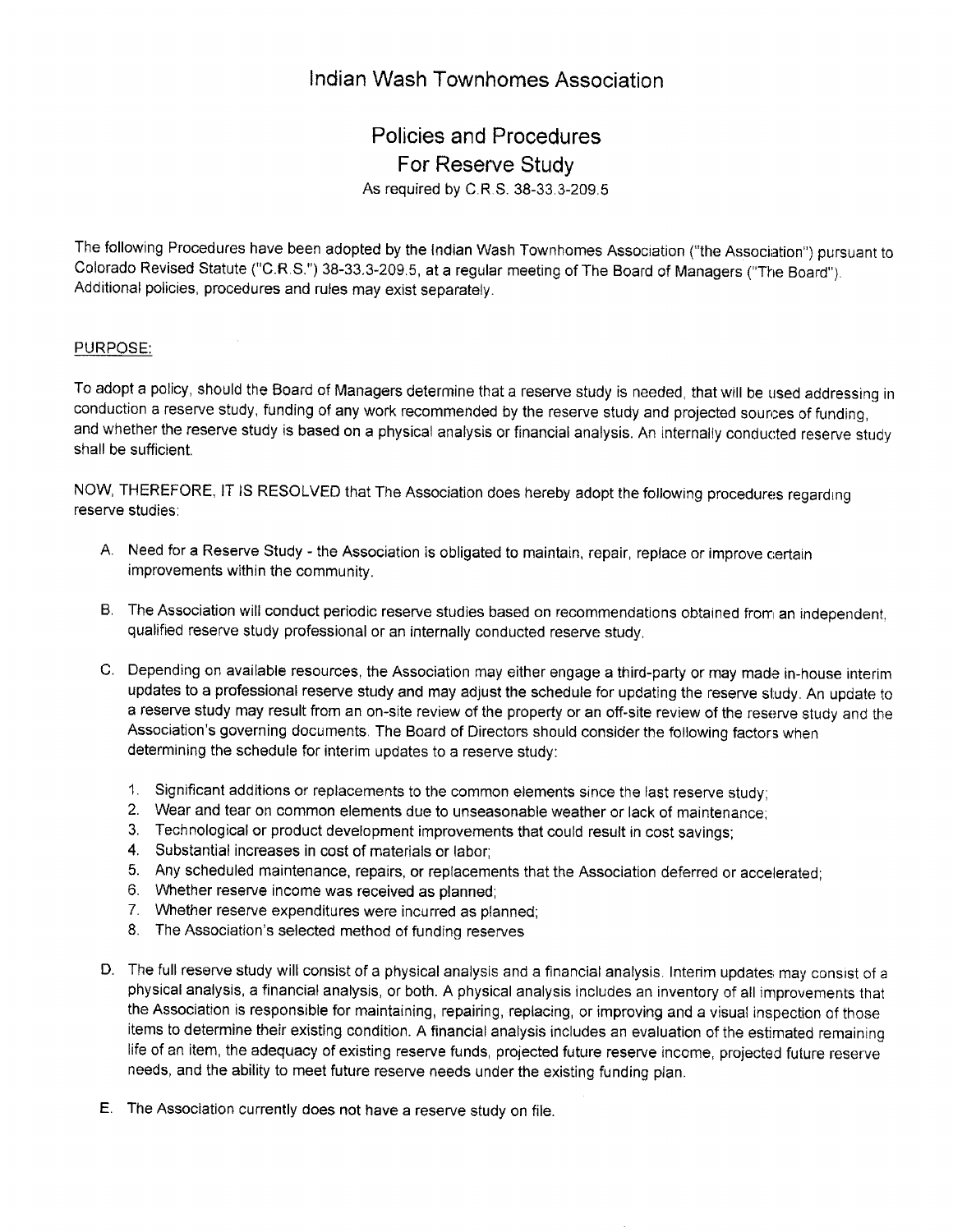# Indian Wash Townhomes Association

## Policies and Procedures
## For Reserve Study

As required by C.R.S. 38-33.3-209.5

The following Procedures have been adopted by the Indian Wash Townhomes Association ("the Association") pursuant to Colorado Revised Statute ("C.R.S.") 38-33.3-209.5, at a regular meeting of The Board of Managers ("The Board"). Additional policies, procedures and rules may exist separately.

PURPOSE:

To adopt a policy, should the Board of Managers determine that a reserve study is needed, that will be used addressing in conduction a reserve study, funding of any work recommended by the reserve study and projected sources of funding, and whether the reserve study is based on a physical analysis or financial analysis. An internally conducted reserve study shall be sufficient.

NOW, THEREFORE, IT IS RESOLVED that The Association does hereby adopt the following procedures regarding reserve studies:

A. Need for a Reserve Study - the Association is obligated to maintain, repair, replace or improve certain improvements within the community.

B. The Association will conduct periodic reserve studies based on recommendations obtained from an independent, qualified reserve study professional or an internally conducted reserve study.

C. Depending on available resources, the Association may either engage a third-party or may made in-house interim updates to a professional reserve study and may adjust the schedule for updating the reserve study. An update to a reserve study may result from an on-site review of the property or an off-site review of the reserve study and the Association's governing documents. The Board of Directors should consider the following factors when determining the schedule for interim updates to a reserve study:

   1. Significant additions or replacements to the common elements since the last reserve study;
   2. Wear and tear on common elements due to unseasonable weather or lack of maintenance;
   3. Technological or product development improvements that could result in cost savings;
   4. Substantial increases in cost of materials or labor;
   5. Any scheduled maintenance, repairs, or replacements that the Association deferred or accelerated;
   6. Whether reserve income was received as planned;
   7. Whether reserve expenditures were incurred as planned;
   8. The Association's selected method of funding reserves

D. The full reserve study will consist of a physical analysis and a financial analysis. Interim updates may consist of a physical analysis, a financial analysis, or both. A physical analysis includes an inventory of all improvements that the Association is responsible for maintaining, repairing, replacing, or improving and a visual inspection of those items to determine their existing condition. A financial analysis includes an evaluation of the estimated remaining life of an item, the adequacy of existing reserve funds, projected future reserve income, projected future reserve needs, and the ability to meet future reserve needs under the existing funding plan.

E. The Association currently does not have a reserve study on file.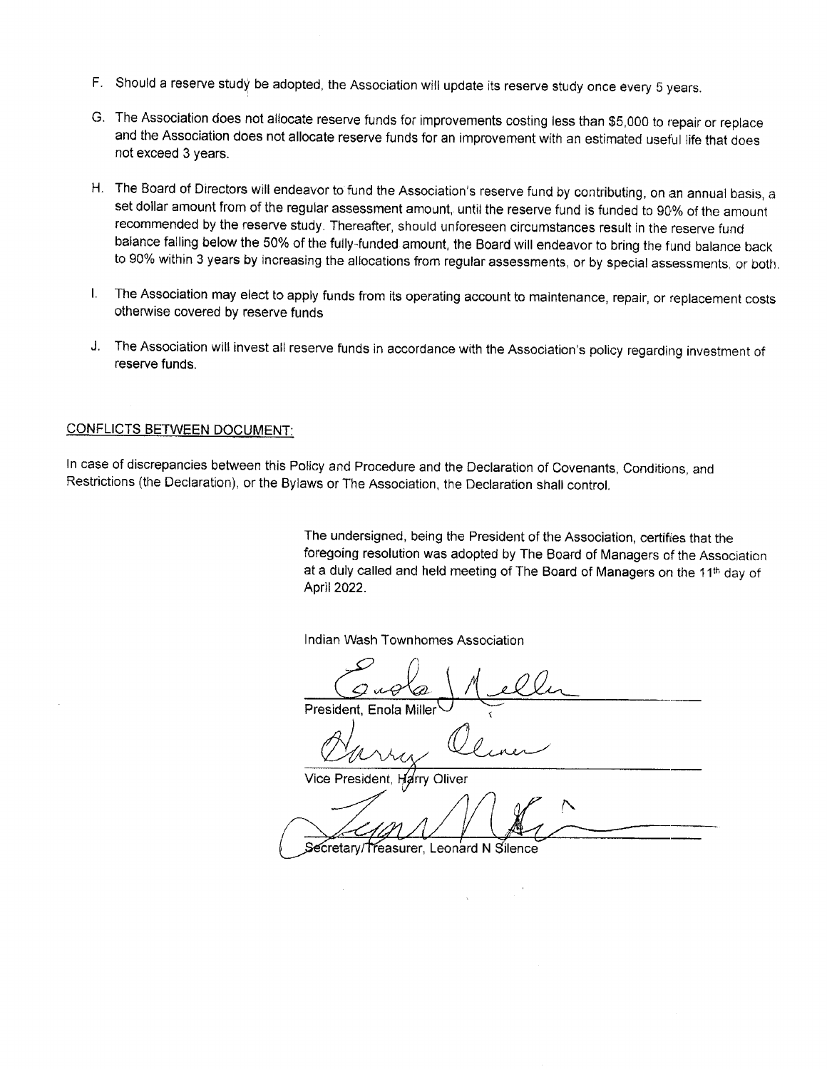F. Should a reserve study be adopted, the Association will update its reserve study once every 5 years.

G. The Association does not allocate reserve funds for improvements costing less than $5,000 to repair or replace and the Association does not allocate reserve funds for an improvement with an estimated useful life that does not exceed 3 years.

H. The Board of Directors will endeavor to fund the Association's reserve fund by contributing, on an annual basis, a set dollar amount from of the regular assessment amount, until the reserve fund is funded to 90% of the amount recommended by the reserve study. Thereafter, should unforeseen circumstances result in the reserve fund balance falling below the 50% of the fully-funded amount, the Board will endeavor to bring the fund balance back to 90% within 3 years by increasing the allocations from regular assessments, or by special assessments, or both.

I. The Association may elect to apply funds from its operating account to maintenance, repair, or replacement costs otherwise covered by reserve funds

J. The Association will invest all reserve funds in accordance with the Association's policy regarding investment of reserve funds.

CONFLICTS BETWEEN DOCUMENT:

In case of discrepancies between this Policy and Procedure and the Declaration of Covenants, Conditions, and Restrictions (the Declaration), or the Bylaws or The Association, the Declaration shall control.

The undersigned, being the President of the Association, certifies that the foregoing resolution was adopted by The Board of Managers of the Association at a duly called and held meeting of The Board of Managers on the 11th day of April 2022.

Indian Wash Townhomes Association

President, Enola Miller

Vice President, Harry Oliver

Secretary/Treasurer, Leonard N Silence